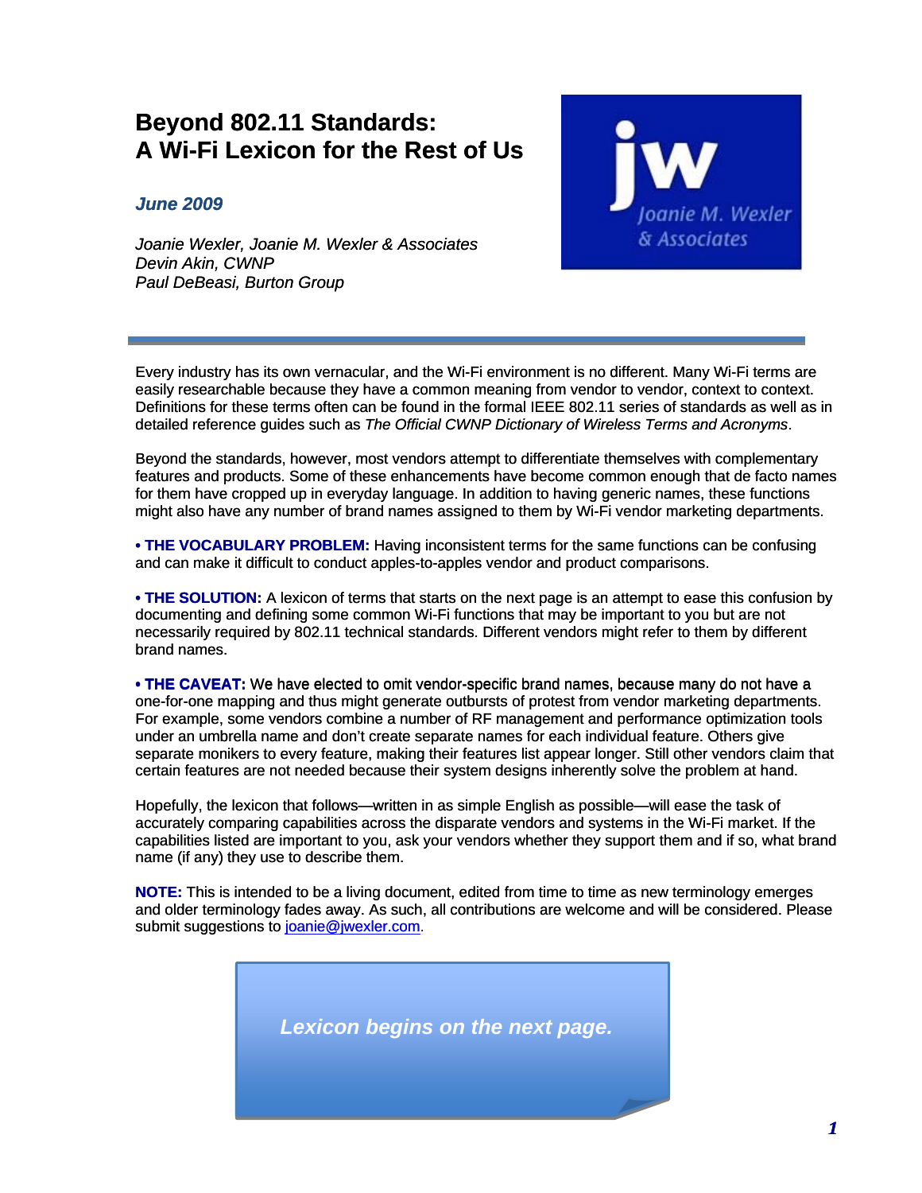# Beyond 802.11 Standards: A Wi-Fi Lexicon for the Rest of Us

*June 2009*

*Joanie Wexler, Joanie M. Wexler & Associates*
*Devin Akin, CWNP*
*Paul DeBeasi, Burton Group*

Every industry has its own vernacular, and the Wi-Fi environment is no different. Many Wi-Fi terms are easily researchable because they have a common meaning from vendor to vendor, context to context. Definitions for these terms often can be found in the formal IEEE 802.11 series of standards as well as in detailed reference guides such as *The Official CWNP Dictionary of Wireless Terms and Acronyms*.

Beyond the standards, however, most vendors attempt to differentiate themselves with complementary features and products. Some of these enhancements have become common enough that de facto names for them have cropped up in everyday language. In addition to having generic names, these functions might also have any number of brand names assigned to them by Wi-Fi vendor marketing departments.

• **THE VOCABULARY PROBLEM:** Having inconsistent terms for the same functions can be confusing and can make it difficult to conduct apples-to-apples vendor and product comparisons.

• **THE SOLUTION:** A lexicon of terms that starts on the next page is an attempt to ease this confusion by documenting and defining some common Wi-Fi functions that may be important to you but are not necessarily required by 802.11 technical standards. Different vendors might refer to them by different brand names.

• **THE CAVEAT:** We have elected to omit vendor-specific brand names, because many do not have a one-for-one mapping and thus might generate outbursts of protest from vendor marketing departments. For example, some vendors combine a number of RF management and performance optimization tools under an umbrella name and don't create separate names for each individual feature. Others give separate monikers to every feature, making their features list appear longer. Still other vendors claim that certain features are not needed because their system designs inherently solve the problem at hand.

Hopefully, the lexicon that follows—written in as simple English as possible—will ease the task of accurately comparing capabilities across the disparate vendors and systems in the Wi-Fi market. If the capabilities listed are important to you, ask your vendors whether they support them and if so, what brand name (if any) they use to describe them.

**NOTE:** This is intended to be a living document, edited from time to time as new terminology emerges and older terminology fades away. As such, all contributions are welcome and will be considered. Please submit suggestions to joanie@jwexler.com.

***Lexicon begins on the next page.***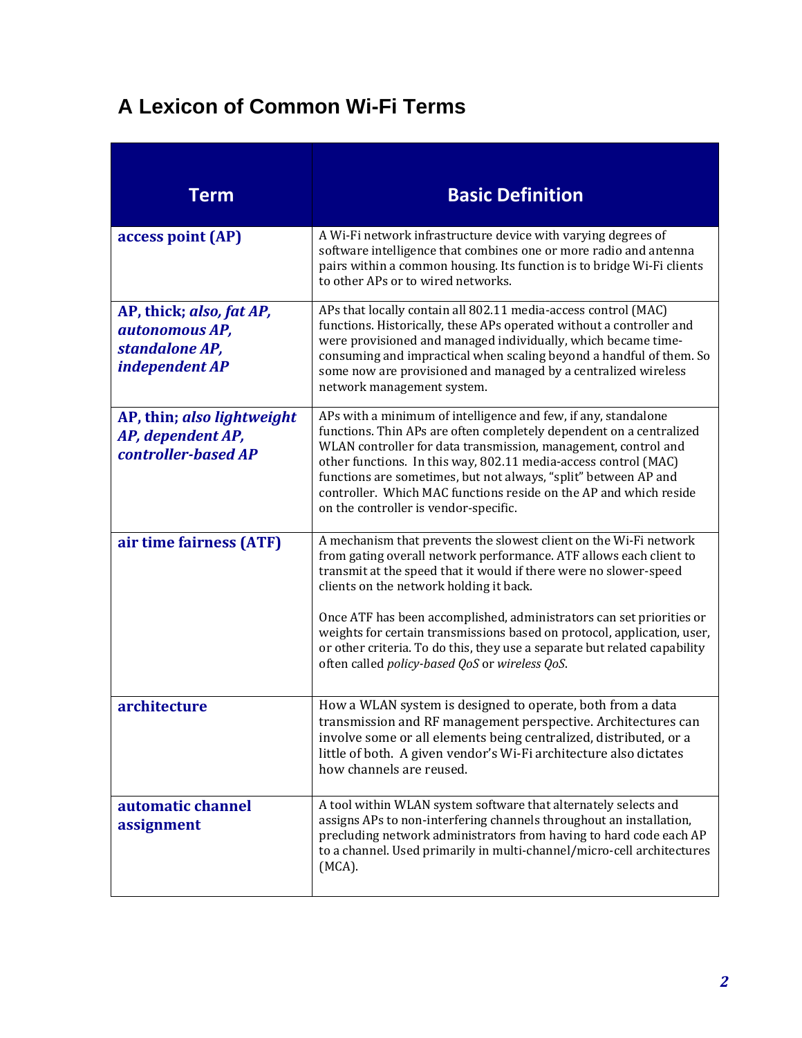# A Lexicon of Common Wi-Fi Terms

| Term | Basic Definition |
|---|---|
| **access point (AP)** | A Wi-Fi network infrastructure device with varying degrees of software intelligence that combines one or more radio and antenna pairs within a common housing. Its function is to bridge Wi-Fi clients to other APs or to wired networks. |
| **AP, thick; *also, fat AP, autonomous AP, standalone AP, independent AP*** | APs that locally contain all 802.11 media-access control (MAC) functions. Historically, these APs operated without a controller and were provisioned and managed individually, which became time-consuming and impractical when scaling beyond a handful of them. So some now are provisioned and managed by a centralized wireless network management system. |
| **AP, thin; *also lightweight AP, dependent AP, controller-based AP*** | APs with a minimum of intelligence and few, if any, standalone functions. Thin APs are often completely dependent on a centralized WLAN controller for data transmission, management, control and other functions. In this way, 802.11 media-access control (MAC) functions are sometimes, but not always, "split" between AP and controller. Which MAC functions reside on the AP and which reside on the controller is vendor-specific. |
| **air time fairness (ATF)** | A mechanism that prevents the slowest client on the Wi-Fi network from gating overall network performance. ATF allows each client to transmit at the speed that it would if there were no slower-speed clients on the network holding it back.<br><br>Once ATF has been accomplished, administrators can set priorities or weights for certain transmissions based on protocol, application, user, or other criteria. To do this, they use a separate but related capability often called *policy-based QoS* or *wireless QoS*. |
| **architecture** | How a WLAN system is designed to operate, both from a data transmission and RF management perspective. Architectures can involve some or all elements being centralized, distributed, or a little of both. A given vendor's Wi-Fi architecture also dictates how channels are reused. |
| **automatic channel assignment** | A tool within WLAN system software that alternately selects and assigns APs to non-interfering channels throughout an installation, precluding network administrators from having to hard code each AP to a channel. Used primarily in multi-channel/micro-cell architectures (MCA). |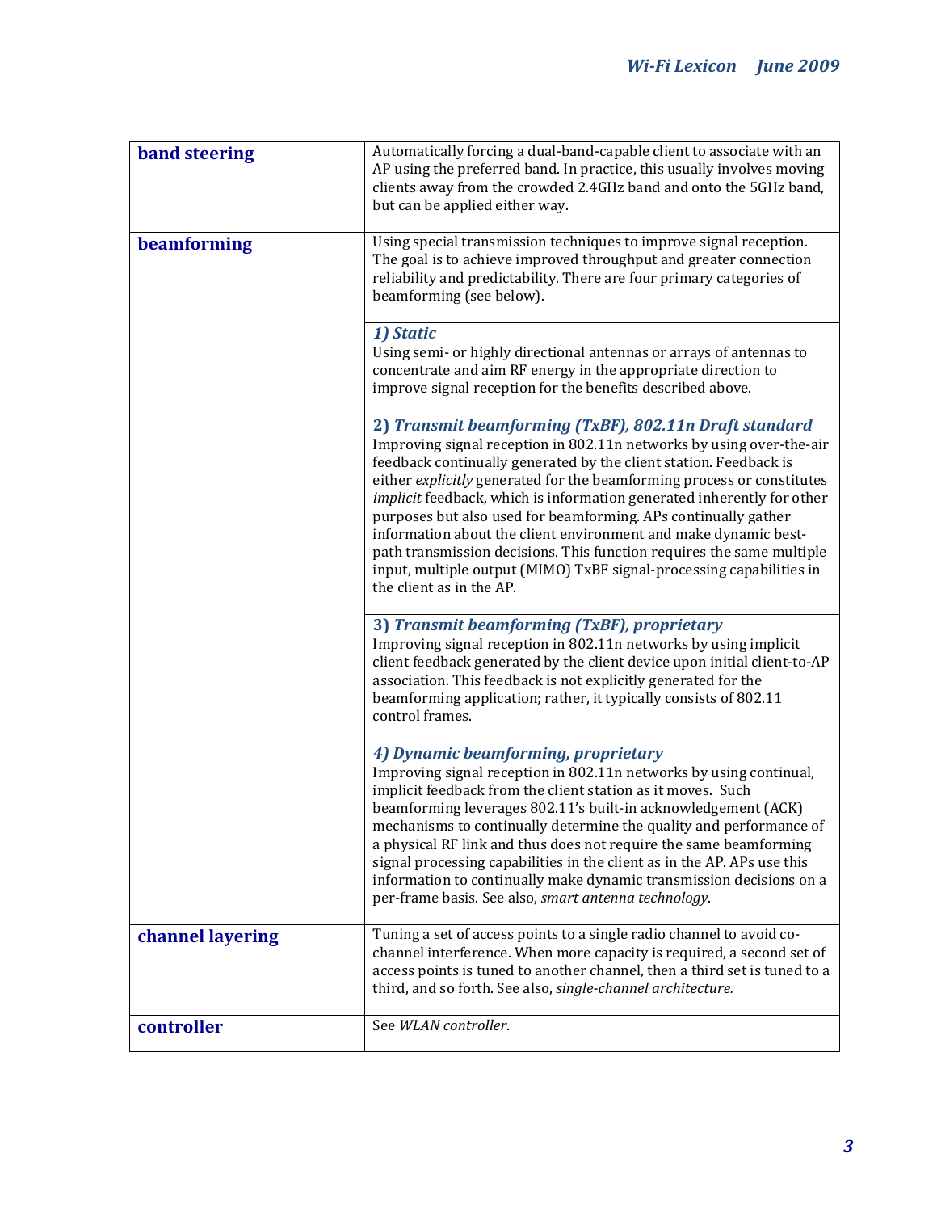| | |
|---|---|
| **band steering** | Automatically forcing a dual-band-capable client to associate with an AP using the preferred band. In practice, this usually involves moving clients away from the crowded 2.4GHz band and onto the 5GHz band, but can be applied either way. |
| **beamforming** | Using special transmission techniques to improve signal reception. The goal is to achieve improved throughput and greater connection reliability and predictability. There are four primary categories of beamforming (see below). |
| | ***1) Static*** Using semi- or highly directional antennas or arrays of antennas to concentrate and aim RF energy in the appropriate direction to improve signal reception for the benefits described above. |
| | **2) *Transmit beamforming (TxBF), 802.11n Draft standard*** Improving signal reception in 802.11n networks by using over-the-air feedback continually generated by the client station. Feedback is either *explicitly* generated for the beamforming process or constitutes *implicit* feedback, which is information generated inherently for other purposes but also used for beamforming. APs continually gather information about the client environment and make dynamic best-path transmission decisions. This function requires the same multiple input, multiple output (MIMO) TxBF signal-processing capabilities in the client as in the AP. |
| | **3) *Transmit beamforming (TxBF), proprietary*** Improving signal reception in 802.11n networks by using implicit client feedback generated by the client device upon initial client-to-AP association. This feedback is not explicitly generated for the beamforming application; rather, it typically consists of 802.11 control frames. |
| | ***4) Dynamic beamforming, proprietary*** Improving signal reception in 802.11n networks by using continual, implicit feedback from the client station as it moves. Such beamforming leverages 802.11's built-in acknowledgement (ACK) mechanisms to continually determine the quality and performance of a physical RF link and thus does not require the same beamforming signal processing capabilities in the client as in the AP. APs use this information to continually make dynamic transmission decisions on a per-frame basis. See also, *smart antenna technology*. |
| **channel layering** | Tuning a set of access points to a single radio channel to avoid co-channel interference. When more capacity is required, a second set of access points is tuned to another channel, then a third set is tuned to a third, and so forth. See also, *single-channel architecture.* |
| **controller** | See *WLAN controller*. |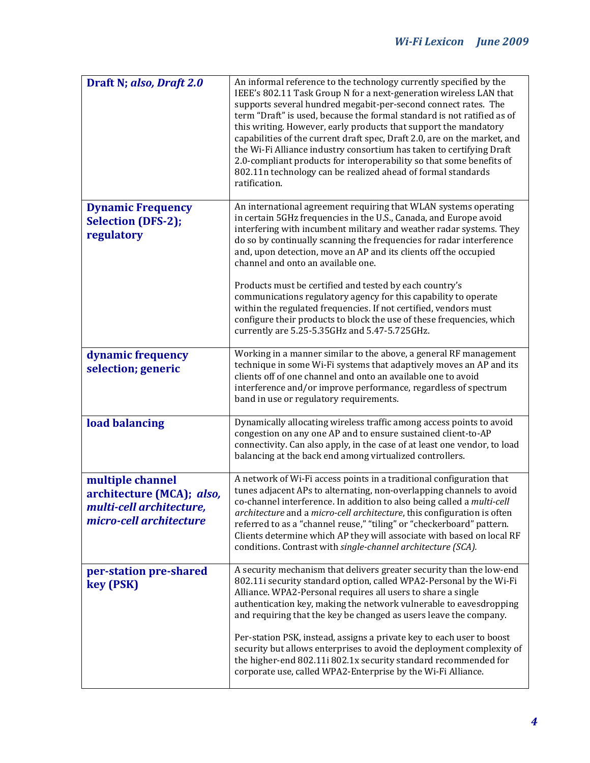| | |
|---|---|
| **Draft N; *also, Draft 2.0*** | An informal reference to the technology currently specified by the IEEE's 802.11 Task Group N for a next-generation wireless LAN that supports several hundred megabit-per-second connect rates. The term "Draft" is used, because the formal standard is not ratified as of this writing. However, early products that support the mandatory capabilities of the current draft spec, Draft 2.0, are on the market, and the Wi-Fi Alliance industry consortium has taken to certifying Draft 2.0-compliant products for interoperability so that some benefits of 802.11n technology can be realized ahead of formal standards ratification. |
| **Dynamic Frequency Selection (DFS-2); regulatory** | An international agreement requiring that WLAN systems operating in certain 5GHz frequencies in the U.S., Canada, and Europe avoid interfering with incumbent military and weather radar systems. They do so by continually scanning the frequencies for radar interference and, upon detection, move an AP and its clients off the occupied channel and onto an available one.<br><br>Products must be certified and tested by each country's communications regulatory agency for this capability to operate within the regulated frequencies. If not certified, vendors must configure their products to block the use of these frequencies, which currently are 5.25-5.35GHz and 5.47-5.725GHz. |
| **dynamic frequency selection; generic** | Working in a manner similar to the above, a general RF management technique in some Wi-Fi systems that adaptively moves an AP and its clients off of one channel and onto an available one to avoid interference and/or improve performance, regardless of spectrum band in use or regulatory requirements. |
| **load balancing** | Dynamically allocating wireless traffic among access points to avoid congestion on any one AP and to ensure sustained client-to-AP connectivity. Can also apply, in the case of at least one vendor, to load balancing at the back end among virtualized controllers. |
| **multiple channel architecture (MCA); *also, multi-cell architecture, micro-cell architecture*** | A network of Wi-Fi access points in a traditional configuration that tunes adjacent APs to alternating, non-overlapping channels to avoid co-channel interference. In addition to also being called a *multi-cell architecture* and a *micro-cell architecture*, this configuration is often referred to as a "channel reuse," "tiling" or "checkerboard" pattern. Clients determine which AP they will associate with based on local RF conditions. Contrast with *single-channel architecture (SCA).* |
| **per-station pre-shared key (PSK)** | A security mechanism that delivers greater security than the low-end 802.11i security standard option, called WPA2-Personal by the Wi-Fi Alliance. WPA2-Personal requires all users to share a single authentication key, making the network vulnerable to eavesdropping and requiring that the key be changed as users leave the company.<br><br>Per-station PSK, instead, assigns a private key to each user to boost security but allows enterprises to avoid the deployment complexity of the higher-end 802.11i 802.1x security standard recommended for corporate use, called WPA2-Enterprise by the Wi-Fi Alliance. |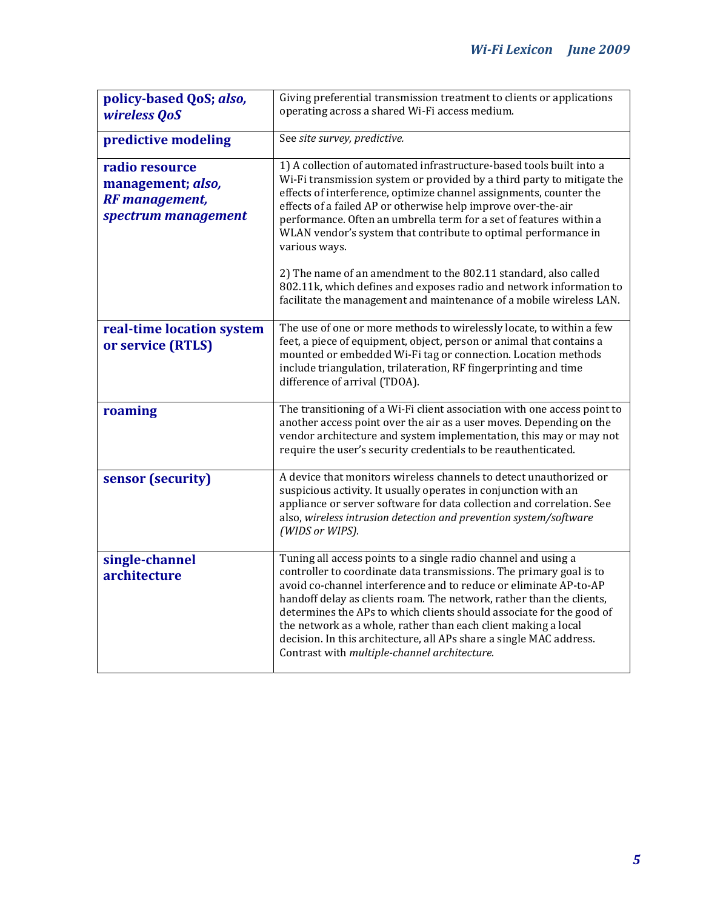| | |
|---|---|
| **policy-based QoS;** ***also, wireless QoS*** | Giving preferential transmission treatment to clients or applications operating across a shared Wi-Fi access medium. |
| **predictive modeling** | See *site survey, predictive.* |
| **radio resource management;** ***also, RF management, spectrum management*** | 1) A collection of automated infrastructure-based tools built into a Wi-Fi transmission system or provided by a third party to mitigate the effects of interference, optimize channel assignments, counter the effects of a failed AP or otherwise help improve over-the-air performance. Often an umbrella term for a set of features within a WLAN vendor's system that contribute to optimal performance in various ways.<br><br>2) The name of an amendment to the 802.11 standard, also called 802.11k, which defines and exposes radio and network information to facilitate the management and maintenance of a mobile wireless LAN. |
| **real-time location system or service (RTLS)** | The use of one or more methods to wirelessly locate, to within a few feet, a piece of equipment, object, person or animal that contains a mounted or embedded Wi-Fi tag or connection. Location methods include triangulation, trilateration, RF fingerprinting and time difference of arrival (TDOA). |
| **roaming** | The transitioning of a Wi-Fi client association with one access point to another access point over the air as a user moves. Depending on the vendor architecture and system implementation, this may or may not require the user's security credentials to be reauthenticated. |
| **sensor (security)** | A device that monitors wireless channels to detect unauthorized or suspicious activity. It usually operates in conjunction with an appliance or server software for data collection and correlation. See also, *wireless intrusion detection and prevention system/software (WIDS or WIPS).* |
| **single-channel architecture** | Tuning all access points to a single radio channel and using a controller to coordinate data transmissions. The primary goal is to avoid co-channel interference and to reduce or eliminate AP-to-AP handoff delay as clients roam. The network, rather than the clients, determines the APs to which clients should associate for the good of the network as a whole, rather than each client making a local decision. In this architecture, all APs share a single MAC address. Contrast with *multiple-channel architecture.* |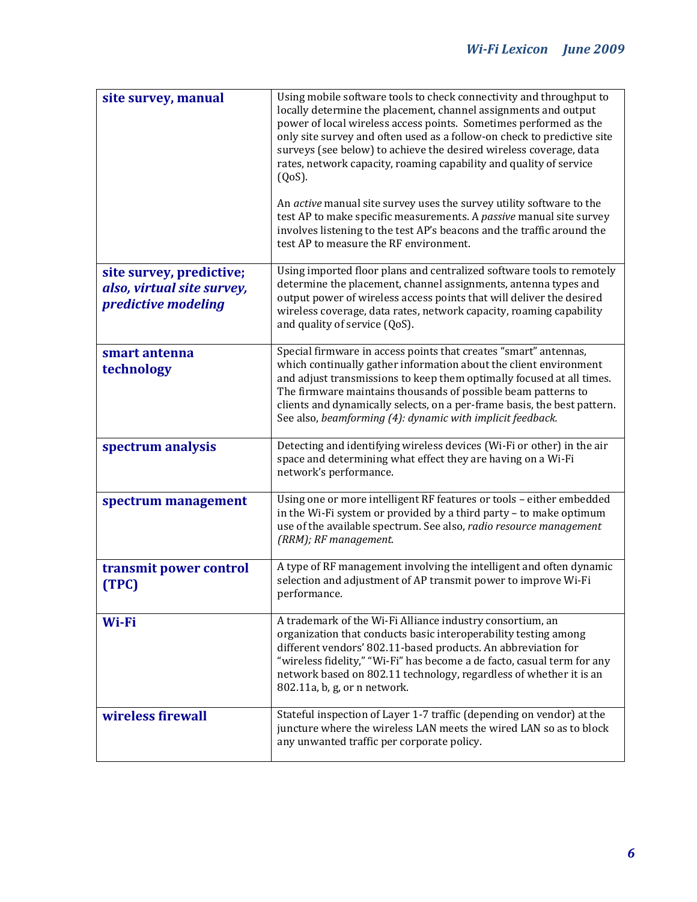| | |
|---|---|
| **site survey, manual** | Using mobile software tools to check connectivity and throughput to locally determine the placement, channel assignments and output power of local wireless access points. Sometimes performed as the only site survey and often used as a follow-on check to predictive site surveys (see below) to achieve the desired wireless coverage, data rates, network capacity, roaming capability and quality of service (QoS).<br><br>An *active* manual site survey uses the survey utility software to the test AP to make specific measurements. A *passive* manual site survey involves listening to the test AP's beacons and the traffic around the test AP to measure the RF environment. |
| **site survey, predictive;** ***also, virtual site survey, predictive modeling*** | Using imported floor plans and centralized software tools to remotely determine the placement, channel assignments, antenna types and output power of wireless access points that will deliver the desired wireless coverage, data rates, network capacity, roaming capability and quality of service (QoS). |
| **smart antenna technology** | Special firmware in access points that creates "smart" antennas, which continually gather information about the client environment and adjust transmissions to keep them optimally focused at all times. The firmware maintains thousands of possible beam patterns to clients and dynamically selects, on a per-frame basis, the best pattern. See also, *beamforming (4): dynamic with implicit feedback.* |
| **spectrum analysis** | Detecting and identifying wireless devices (Wi-Fi or other) in the air space and determining what effect they are having on a Wi-Fi network's performance. |
| **spectrum management** | Using one or more intelligent RF features or tools – either embedded in the Wi-Fi system or provided by a third party – to make optimum use of the available spectrum. See also, *radio resource management (RRM); RF management.* |
| **transmit power control (TPC)** | A type of RF management involving the intelligent and often dynamic selection and adjustment of AP transmit power to improve Wi-Fi performance. |
| **Wi-Fi** | A trademark of the Wi-Fi Alliance industry consortium, an organization that conducts basic interoperability testing among different vendors' 802.11-based products. An abbreviation for "wireless fidelity," "Wi-Fi" has become a de facto, casual term for any network based on 802.11 technology, regardless of whether it is an 802.11a, b, g, or n network. |
| **wireless firewall** | Stateful inspection of Layer 1-7 traffic (depending on vendor) at the juncture where the wireless LAN meets the wired LAN so as to block any unwanted traffic per corporate policy. |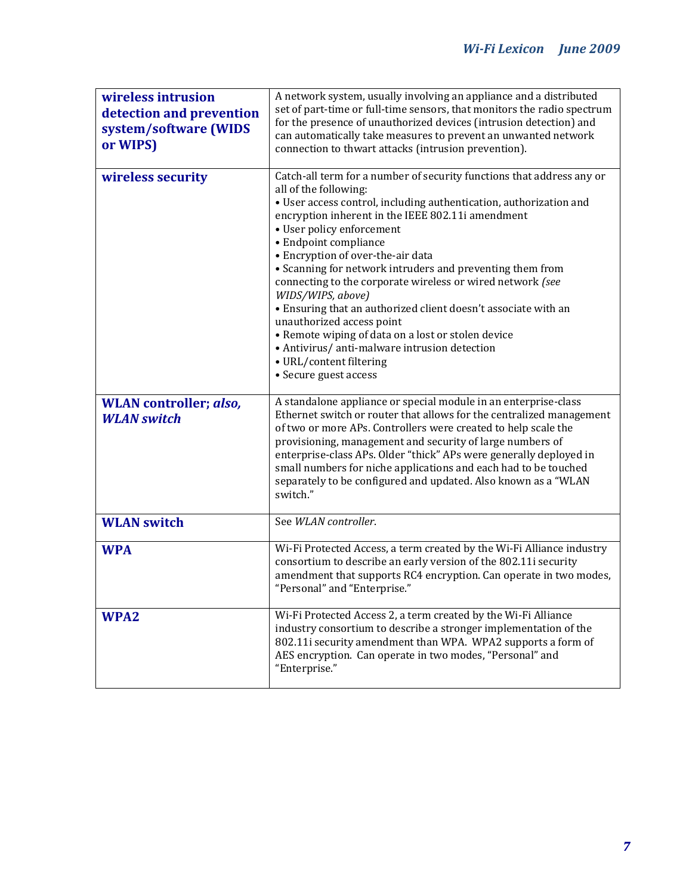| | |
|---|---|
| **wireless intrusion detection and prevention system/software (WIDS or WIPS)** | A network system, usually involving an appliance and a distributed set of part-time or full-time sensors, that monitors the radio spectrum for the presence of unauthorized devices (intrusion detection) and can automatically take measures to prevent an unwanted network connection to thwart attacks (intrusion prevention). |
| **wireless security** | Catch-all term for a number of security functions that address any or all of the following:<br>• User access control, including authentication, authorization and encryption inherent in the IEEE 802.11i amendment<br>• User policy enforcement<br>• Endpoint compliance<br>• Encryption of over-the-air data<br>• Scanning for network intruders and preventing them from connecting to the corporate wireless or wired network *(see WIDS/WIPS, above)*<br>• Ensuring that an authorized client doesn't associate with an unauthorized access point<br>• Remote wiping of data on a lost or stolen device<br>• Antivirus/ anti-malware intrusion detection<br>• URL/content filtering<br>• Secure guest access |
| **WLAN controller; *also, WLAN switch*** | A standalone appliance or special module in an enterprise-class Ethernet switch or router that allows for the centralized management of two or more APs. Controllers were created to help scale the provisioning, management and security of large numbers of enterprise-class APs. Older "thick" APs were generally deployed in small numbers for niche applications and each had to be touched separately to be configured and updated. Also known as a "WLAN switch." |
| **WLAN switch** | See *WLAN controller*. |
| **WPA** | Wi-Fi Protected Access, a term created by the Wi-Fi Alliance industry consortium to describe an early version of the 802.11i security amendment that supports RC4 encryption. Can operate in two modes, "Personal" and "Enterprise." |
| **WPA2** | Wi-Fi Protected Access 2, a term created by the Wi-Fi Alliance industry consortium to describe a stronger implementation of the 802.11i security amendment than WPA. WPA2 supports a form of AES encryption. Can operate in two modes, "Personal" and "Enterprise." |